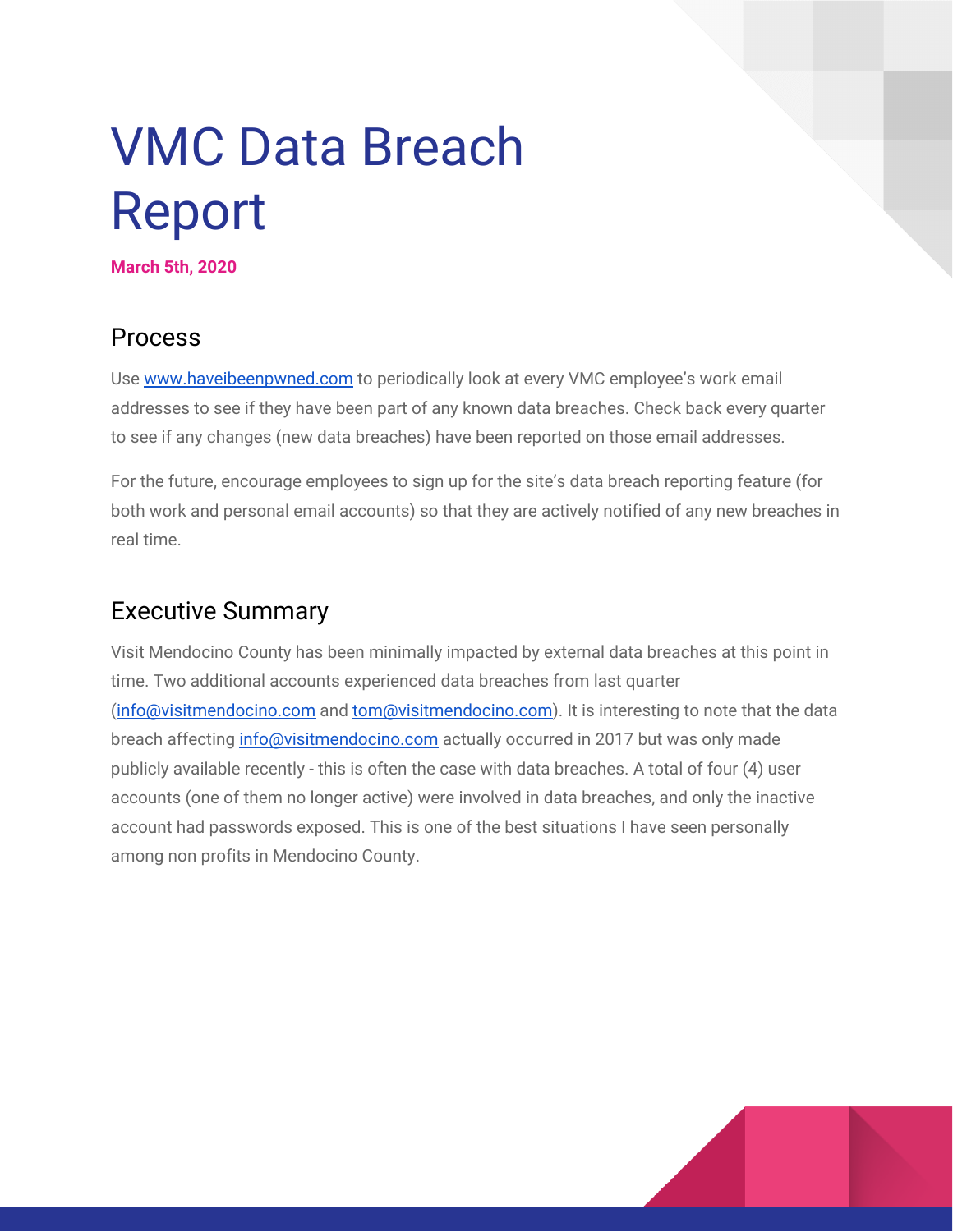# VMC Data Breach Report

**March 5th, 2020**

## Process

Use [www.haveibeenpwned.com](www.haveibeenpwned.com) to periodically look at every VMC employee's work email addresses to see if they have been part of any known data breaches. Check back every quarter to see if any changes (new data breaches) have been reported on those email addresses.

For the future, encourage employees to sign up for the site's data breach reporting feature (for both work and personal email accounts) so that they are actively notified of any new breaches in real time.

## Executive Summary

Visit Mendocino County has been minimally impacted by external data breaches at this point in time. Two additional accounts experienced data breaches from last quarter (info@visitmendocino.com and tom@visitmendocino.com). It is interesting to note that the data breach affecting info@visitmendocino.com actually occurred in 2017 but was only made publicly available recently - this is often the case with data breaches. A total of four (4) user accounts (one of them no longer active) were involved in data breaches, and only the inactive account had passwords exposed. This is one of the best situations I have seen personally among non profits in Mendocino County.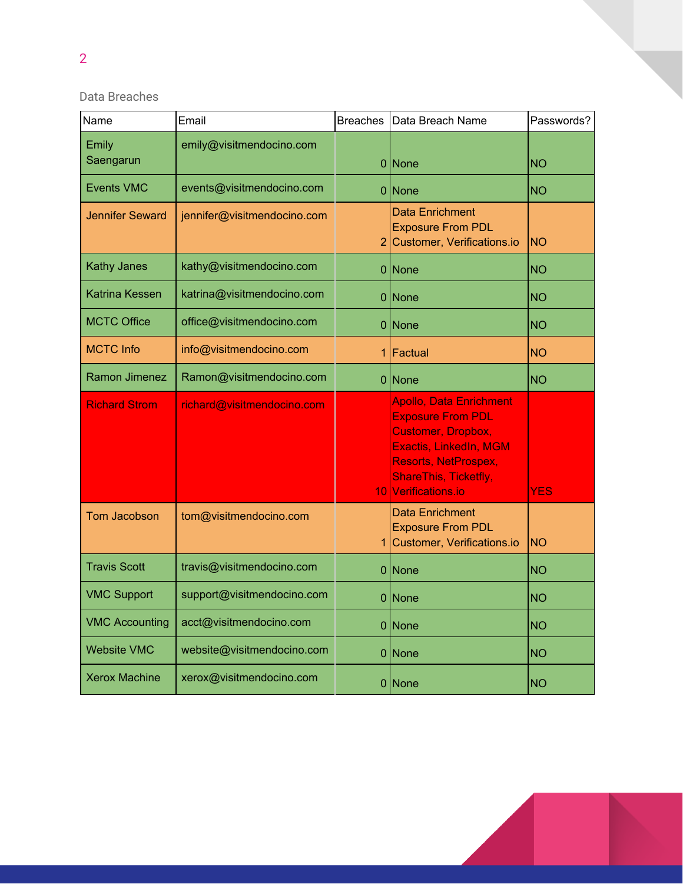Data Breaches

| Name | Email | Breaches | Data Breach Name | Passwords? |
|---|---|---|---|---|
| Emily Saengarun | emily@visitmendocino.com | 0 | None | NO |
| Events VMC | events@visitmendocino.com | 0 | None | NO |
| Jennifer Seward | jennifer@visitmendocino.com | 2 | Data Enrichment Exposure From PDL Customer, Verifications.io | NO |
| Kathy Janes | kathy@visitmendocino.com | 0 | None | NO |
| Katrina Kessen | katrina@visitmendocino.com | 0 | None | NO |
| MCTC Office | office@visitmendocino.com | 0 | None | NO |
| MCTC Info | info@visitmendocino.com | 1 | Factual | NO |
| Ramon Jimenez | Ramon@visitmendocino.com | 0 | None | NO |
| Richard Strom | richard@visitmendocino.com | 10 | Apollo, Data Enrichment Exposure From PDL Customer, Dropbox, Exactis, LinkedIn, MGM Resorts, NetProspex, ShareThis, Ticketfly, Verifications.io | YES |
| Tom Jacobson | tom@visitmendocino.com | 1 | Data Enrichment Exposure From PDL Customer, Verifications.io | NO |
| Travis Scott | travis@visitmendocino.com | 0 | None | NO |
| VMC Support | support@visitmendocino.com | 0 | None | NO |
| VMC Accounting | acct@visitmendocino.com | 0 | None | NO |
| Website VMC | website@visitmendocino.com | 0 | None | NO |
| Xerox Machine | xerox@visitmendocino.com | 0 | None | NO |